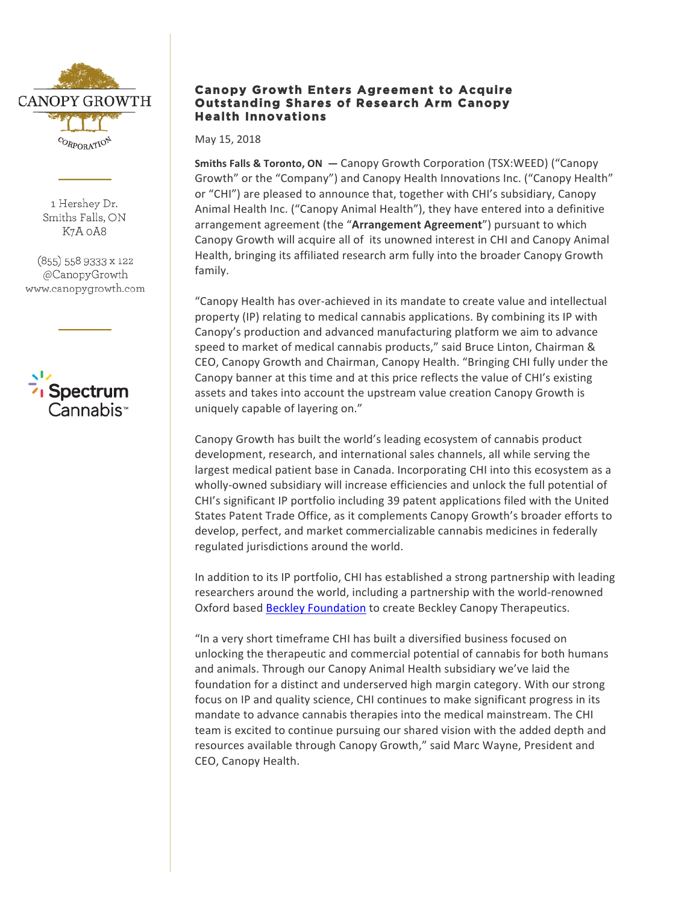CANOPY GROWTH CORPORATION

1 Hershey Dr.
Smiths Falls, ON
K7A 0A8

(855) 558 9333 x 122
@CanopyGrowth
www.canopygrowth.com

Spectrum Cannabis™

# Canopy Growth Enters Agreement to Acquire Outstanding Shares of Research Arm Canopy Health Innovations

May 15, 2018

**Smiths Falls & Toronto, ON** — Canopy Growth Corporation (TSX:WEED) ("Canopy Growth" or the "Company") and Canopy Health Innovations Inc. ("Canopy Health" or "CHI") are pleased to announce that, together with CHI's subsidiary, Canopy Animal Health Inc. ("Canopy Animal Health"), they have entered into a definitive arrangement agreement (the "**Arrangement Agreement**") pursuant to which Canopy Growth will acquire all of its unowned interest in CHI and Canopy Animal Health, bringing its affiliated research arm fully into the broader Canopy Growth family.

"Canopy Health has over-achieved in its mandate to create value and intellectual property (IP) relating to medical cannabis applications. By combining its IP with Canopy's production and advanced manufacturing platform we aim to advance speed to market of medical cannabis products," said Bruce Linton, Chairman & CEO, Canopy Growth and Chairman, Canopy Health. "Bringing CHI fully under the Canopy banner at this time and at this price reflects the value of CHI's existing assets and takes into account the upstream value creation Canopy Growth is uniquely capable of layering on."

Canopy Growth has built the world's leading ecosystem of cannabis product development, research, and international sales channels, all while serving the largest medical patient base in Canada. Incorporating CHI into this ecosystem as a wholly-owned subsidiary will increase efficiencies and unlock the full potential of CHI's significant IP portfolio including 39 patent applications filed with the United States Patent Trade Office, as it complements Canopy Growth's broader efforts to develop, perfect, and market commercializable cannabis medicines in federally regulated jurisdictions around the world.

In addition to its IP portfolio, CHI has established a strong partnership with leading researchers around the world, including a partnership with the world-renowned Oxford based Beckley Foundation to create Beckley Canopy Therapeutics.

"In a very short timeframe CHI has built a diversified business focused on unlocking the therapeutic and commercial potential of cannabis for both humans and animals. Through our Canopy Animal Health subsidiary we've laid the foundation for a distinct and underserved high margin category. With our strong focus on IP and quality science, CHI continues to make significant progress in its mandate to advance cannabis therapies into the medical mainstream. The CHI team is excited to continue pursuing our shared vision with the added depth and resources available through Canopy Growth," said Marc Wayne, President and CEO, Canopy Health.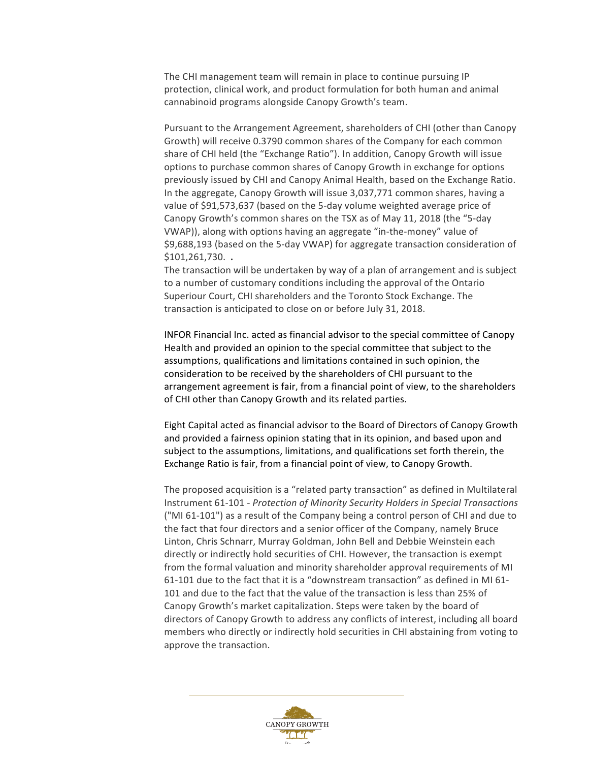The CHI management team will remain in place to continue pursuing IP protection, clinical work, and product formulation for both human and animal cannabinoid programs alongside Canopy Growth's team.

Pursuant to the Arrangement Agreement, shareholders of CHI (other than Canopy Growth) will receive 0.3790 common shares of the Company for each common share of CHI held (the "Exchange Ratio"). In addition, Canopy Growth will issue options to purchase common shares of Canopy Growth in exchange for options previously issued by CHI and Canopy Animal Health, based on the Exchange Ratio. In the aggregate, Canopy Growth will issue 3,037,771 common shares, having a value of $91,573,637 (based on the 5-day volume weighted average price of Canopy Growth's common shares on the TSX as of May 11, 2018 (the "5-day VWAP)), along with options having an aggregate "in-the-money" value of $9,688,193 (based on the 5-day VWAP) for aggregate transaction consideration of $101,261,730. .

The transaction will be undertaken by way of a plan of arrangement and is subject to a number of customary conditions including the approval of the Ontario Superiour Court, CHI shareholders and the Toronto Stock Exchange. The transaction is anticipated to close on or before July 31, 2018.

INFOR Financial Inc. acted as financial advisor to the special committee of Canopy Health and provided an opinion to the special committee that subject to the assumptions, qualifications and limitations contained in such opinion, the consideration to be received by the shareholders of CHI pursuant to the arrangement agreement is fair, from a financial point of view, to the shareholders of CHI other than Canopy Growth and its related parties.

Eight Capital acted as financial advisor to the Board of Directors of Canopy Growth and provided a fairness opinion stating that in its opinion, and based upon and subject to the assumptions, limitations, and qualifications set forth therein, the Exchange Ratio is fair, from a financial point of view, to Canopy Growth.

The proposed acquisition is a "related party transaction" as defined in Multilateral Instrument 61-101 - *Protection of Minority Security Holders in Special Transactions* ("MI 61-101") as a result of the Company being a control person of CHI and due to the fact that four directors and a senior officer of the Company, namely Bruce Linton, Chris Schnarr, Murray Goldman, John Bell and Debbie Weinstein each directly or indirectly hold securities of CHI. However, the transaction is exempt from the formal valuation and minority shareholder approval requirements of MI 61-101 due to the fact that it is a "downstream transaction" as defined in MI 61-101 and due to the fact that the value of the transaction is less than 25% of Canopy Growth's market capitalization. Steps were taken by the board of directors of Canopy Growth to address any conflicts of interest, including all board members who directly or indirectly hold securities in CHI abstaining from voting to approve the transaction.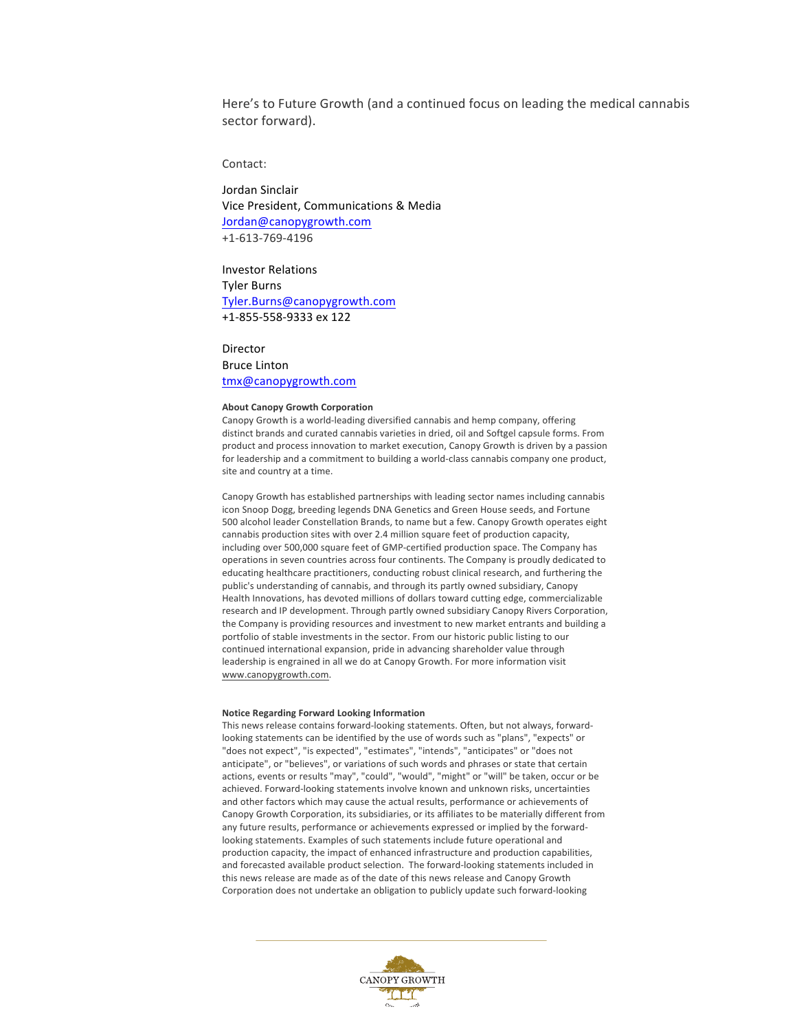Here's to Future Growth (and a continued focus on leading the medical cannabis sector forward).

Contact:

Jordan Sinclair
Vice President, Communications & Media
Jordan@canopygrowth.com
+1-613-769-4196

Investor Relations
Tyler Burns
Tyler.Burns@canopygrowth.com
+1-855-558-9333 ex 122

Director
Bruce Linton
tmx@canopygrowth.com

**About Canopy Growth Corporation**

Canopy Growth is a world-leading diversified cannabis and hemp company, offering distinct brands and curated cannabis varieties in dried, oil and Softgel capsule forms. From product and process innovation to market execution, Canopy Growth is driven by a passion for leadership and a commitment to building a world-class cannabis company one product, site and country at a time.

Canopy Growth has established partnerships with leading sector names including cannabis icon Snoop Dogg, breeding legends DNA Genetics and Green House seeds, and Fortune 500 alcohol leader Constellation Brands, to name but a few. Canopy Growth operates eight cannabis production sites with over 2.4 million square feet of production capacity, including over 500,000 square feet of GMP-certified production space. The Company has operations in seven countries across four continents. The Company is proudly dedicated to educating healthcare practitioners, conducting robust clinical research, and furthering the public's understanding of cannabis, and through its partly owned subsidiary, Canopy Health Innovations, has devoted millions of dollars toward cutting edge, commercializable research and IP development. Through partly owned subsidiary Canopy Rivers Corporation, the Company is providing resources and investment to new market entrants and building a portfolio of stable investments in the sector. From our historic public listing to our continued international expansion, pride in advancing shareholder value through leadership is engrained in all we do at Canopy Growth. For more information visit www.canopygrowth.com.

**Notice Regarding Forward Looking Information**

This news release contains forward-looking statements. Often, but not always, forward-looking statements can be identified by the use of words such as "plans", "expects" or "does not expect", "is expected", "estimates", "intends", "anticipates" or "does not anticipate", or "believes", or variations of such words and phrases or state that certain actions, events or results "may", "could", "would", "might" or "will" be taken, occur or be achieved. Forward-looking statements involve known and unknown risks, uncertainties and other factors which may cause the actual results, performance or achievements of Canopy Growth Corporation, its subsidiaries, or its affiliates to be materially different from any future results, performance or achievements expressed or implied by the forward-looking statements. Examples of such statements include future operational and production capacity, the impact of enhanced infrastructure and production capabilities, and forecasted available product selection. The forward-looking statements included in this news release are made as of the date of this news release and Canopy Growth Corporation does not undertake an obligation to publicly update such forward-looking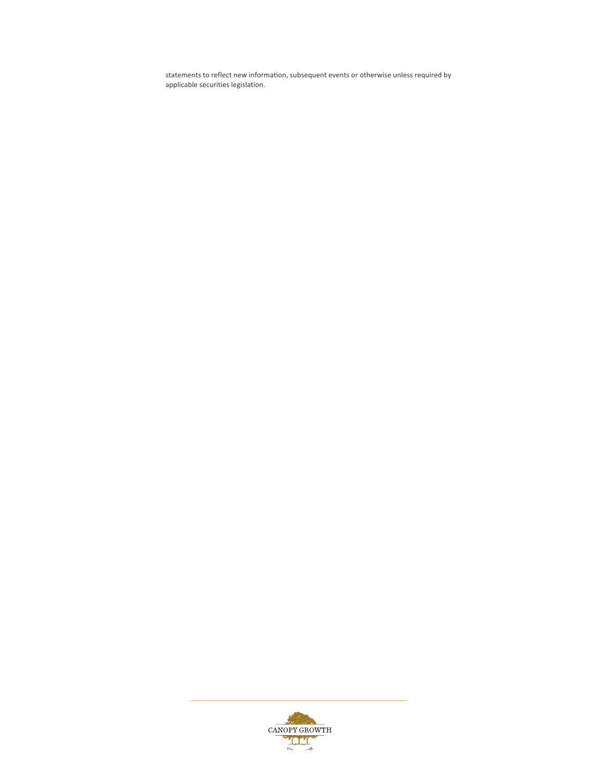statements to reflect new information, subsequent events or otherwise unless required by applicable securities legislation.